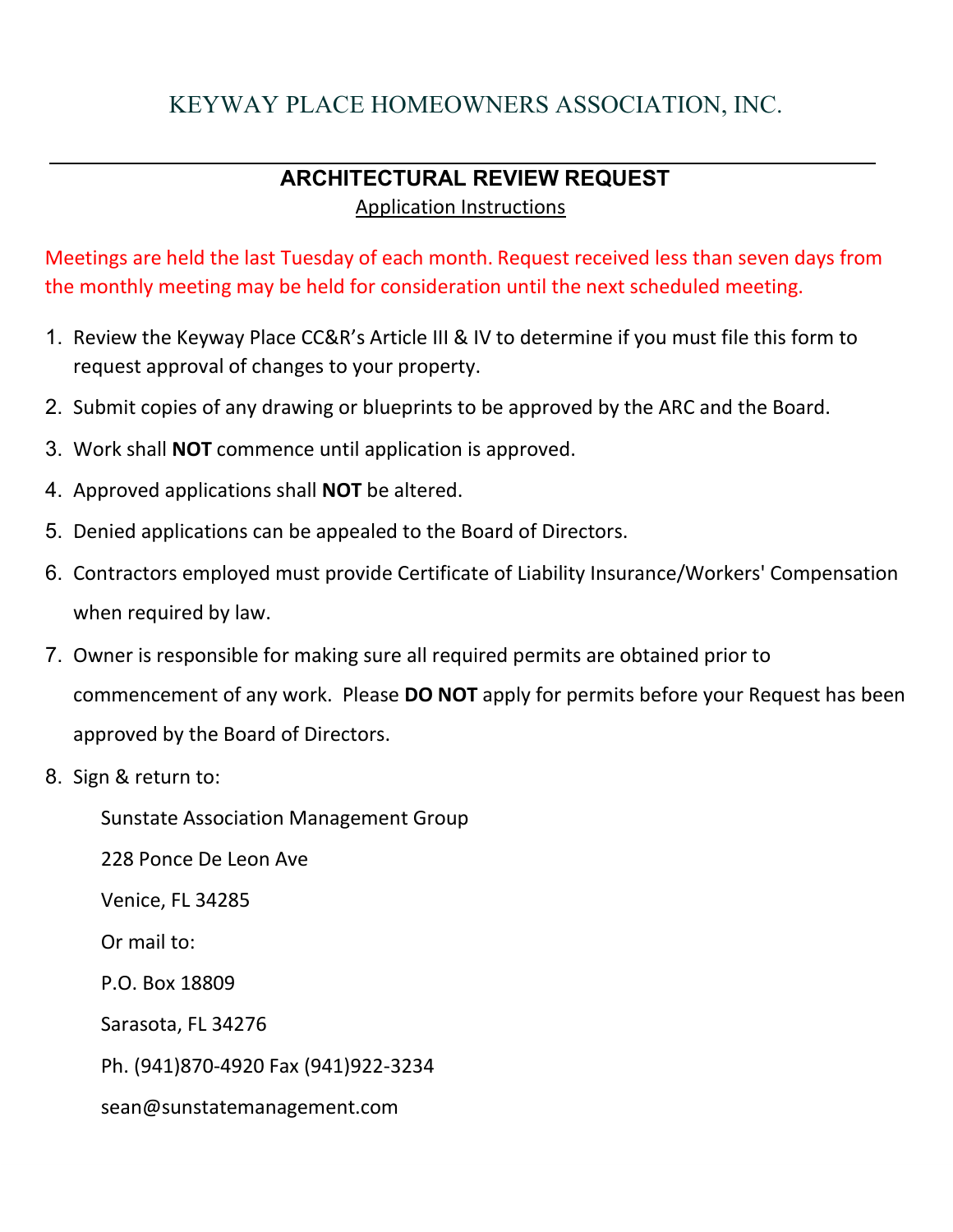# KEYWAY PLACE HOMEOWNERS ASSOCIATION, INC.

---

## ARCHITECTURAL REVIEW REQUEST

Application Instructions

Meetings are held the last Tuesday of each month. Request received less than seven days from the monthly meeting may be held for consideration until the next scheduled meeting.

1. Review the Keyway Place CC&R's Article III & IV to determine if you must file this form to request approval of changes to your property.
2. Submit copies of any drawing or blueprints to be approved by the ARC and the Board.
3. Work shall **NOT** commence until application is approved.
4. Approved applications shall **NOT** be altered.
5. Denied applications can be appealed to the Board of Directors.
6. Contractors employed must provide Certificate of Liability Insurance/Workers' Compensation when required by law.
7. Owner is responsible for making sure all required permits are obtained prior to commencement of any work. Please **DO NOT** apply for permits before your Request has been approved by the Board of Directors.
8. Sign & return to:

   Sunstate Association Management Group

   228 Ponce De Leon Ave

   Venice, FL 34285

   Or mail to:

   P.O. Box 18809

   Sarasota, FL 34276

   Ph. (941)870-4920 Fax (941)922-3234

   sean@sunstatemanagement.com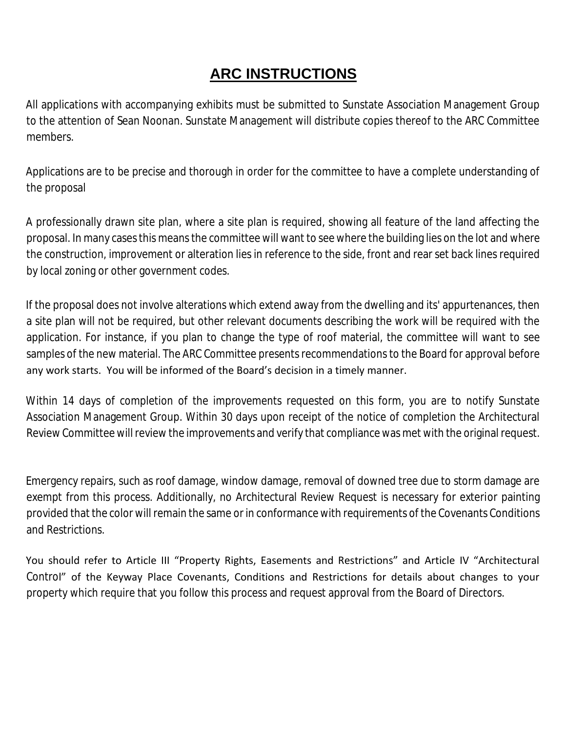# ARC INSTRUCTIONS

All applications with accompanying exhibits must be submitted to Sunstate Association Management Group to the attention of Sean Noonan. Sunstate Management will distribute copies thereof to the ARC Committee members.

Applications are to be precise and thorough in order for the committee to have a complete understanding of the proposal

A professionally drawn site plan, where a site plan is required, showing all feature of the land affecting the proposal. In many cases this means the committee will want to see where the building lies on the lot and where the construction, improvement or alteration lies in reference to the side, front and rear set back lines required by local zoning or other government codes.

If the proposal does not involve alterations which extend away from the dwelling and its' appurtenances, then a site plan will not be required, but other relevant documents describing the work will be required with the application. For instance, if you plan to change the type of roof material, the committee will want to see samples of the new material. The ARC Committee presents recommendations to the Board for approval before any work starts. You will be informed of the Board's decision in a timely manner.

Within 14 days of completion of the improvements requested on this form, you are to notify Sunstate Association Management Group. Within 30 days upon receipt of the notice of completion the Architectural Review Committee will review the improvements and verify that compliance was met with the original request.

Emergency repairs, such as roof damage, window damage, removal of downed tree due to storm damage are exempt from this process. Additionally, no Architectural Review Request is necessary for exterior painting provided that the color will remain the same or in conformance with requirements of the Covenants Conditions and Restrictions.

You should refer to Article III "Property Rights, Easements and Restrictions" and Article IV "Architectural Control" of the Keyway Place Covenants, Conditions and Restrictions for details about changes to your property which require that you follow this process and request approval from the Board of Directors.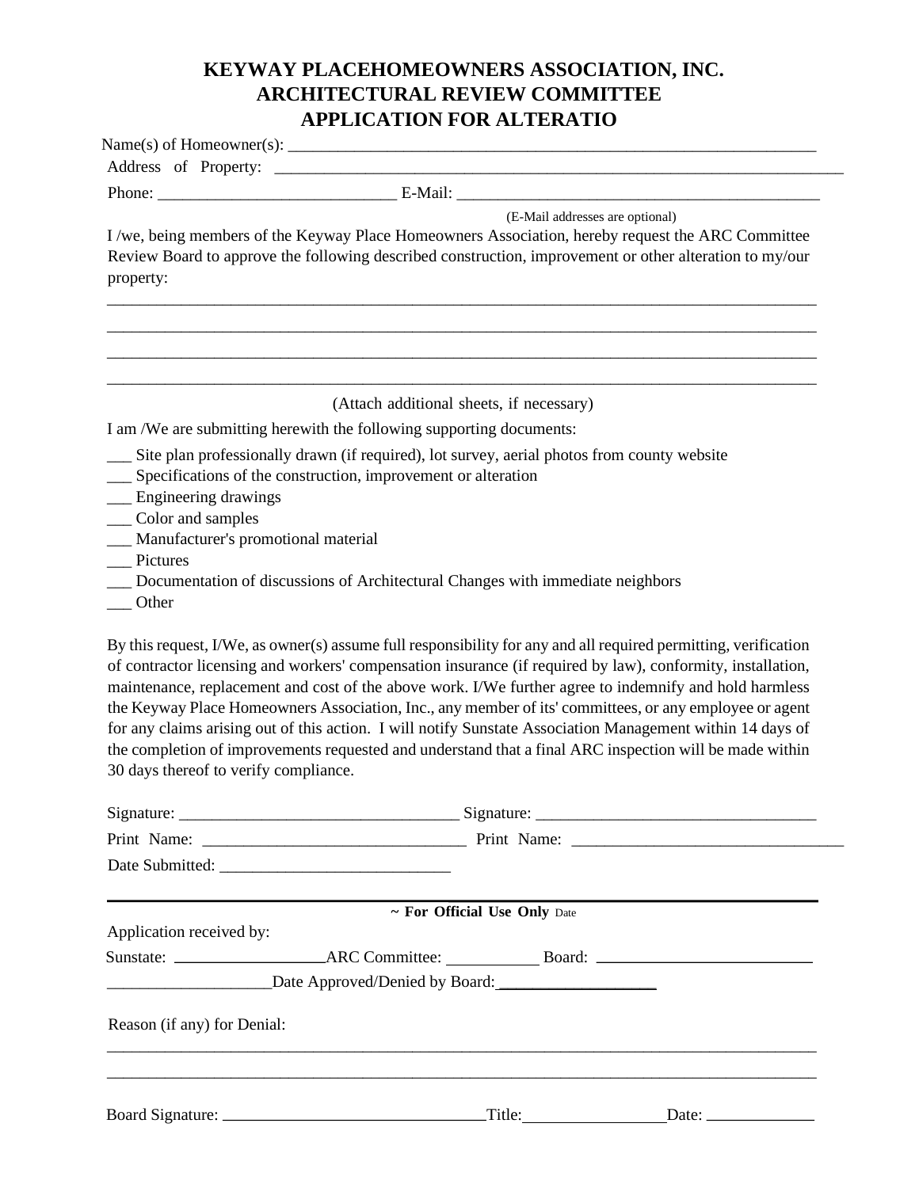# KEYWAY PLACEHOMEOWNERS ASSOCIATION, INC.
# ARCHITECTURAL REVIEW COMMITTEE
# APPLICATION FOR ALTERATIO

Name(s) of Homeowner(s): ________________________________________________________________

Address of Property: ________________________________________________________________

Phone: ____________________________ E-Mail: __________________________________________

(E-Mail addresses are optional)

I /we, being members of the Keyway Place Homeowners Association, hereby request the ARC Committee Review Board to approve the following described construction, improvement or other alteration to my/our property:

______________________________________________________________________________________

______________________________________________________________________________________

______________________________________________________________________________________

______________________________________________________________________________________

(Attach additional sheets, if necessary)

I am /We are submitting herewith the following supporting documents:

___ Site plan professionally drawn (if required), lot survey, aerial photos from county website
___ Specifications of the construction, improvement or alteration
___ Engineering drawings
___ Color and samples
___ Manufacturer's promotional material
___ Pictures
___ Documentation of discussions of Architectural Changes with immediate neighbors
___ Other

By this request, I/We, as owner(s) assume full responsibility for any and all required permitting, verification of contractor licensing and workers' compensation insurance (if required by law), conformity, installation, maintenance, replacement and cost of the above work. I/We further agree to indemnify and hold harmless the Keyway Place Homeowners Association, Inc., any member of its' committees, or any employee or agent for any claims arising out of this action. I will notify Sunstate Association Management within 14 days of the completion of improvements requested and understand that a final ARC inspection will be made within 30 days thereof to verify compliance.

Signature: _________________________________ Signature: _________________________________

Print Name: _______________________________ Print Name: ________________________________

Date Submitted: ___________________________

---

**~ For Official Use Only** Date

Application received by:

Sunstate: __________________ARC Committee: ___________ Board: __________________________

____________________Date Approved/Denied by Board:___________________

Reason (if any) for Denial:

______________________________________________________________________________________

______________________________________________________________________________________

Board Signature: ________________________________Title:_________________Date: _____________